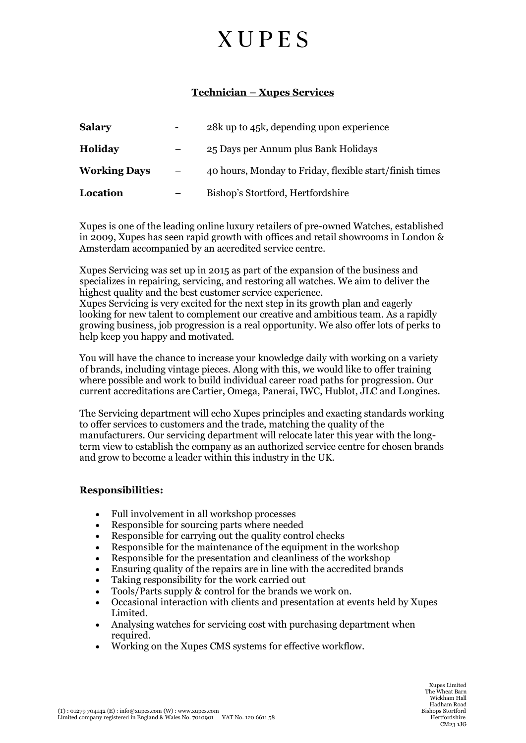# XUPES

## Technician – Xupes Services

| | | |
|---|---|---|
| **Salary** | - | 28k up to 45k, depending upon experience |
| **Holiday** | – | 25 Days per Annum plus Bank Holidays |
| **Working Days** | – | 40 hours, Monday to Friday, flexible start/finish times |
| **Location** | – | Bishop's Stortford, Hertfordshire |

Xupes is one of the leading online luxury retailers of pre-owned Watches, established in 2009, Xupes has seen rapid growth with offices and retail showrooms in London & Amsterdam accompanied by an accredited service centre.

Xupes Servicing was set up in 2015 as part of the expansion of the business and specializes in repairing, servicing, and restoring all watches. We aim to deliver the highest quality and the best customer service experience.
Xupes Servicing is very excited for the next step in its growth plan and eagerly looking for new talent to complement our creative and ambitious team. As a rapidly growing business, job progression is a real opportunity. We also offer lots of perks to help keep you happy and motivated.

You will have the chance to increase your knowledge daily with working on a variety of brands, including vintage pieces. Along with this, we would like to offer training where possible and work to build individual career road paths for progression. Our current accreditations are Cartier, Omega, Panerai, IWC, Hublot, JLC and Longines.

The Servicing department will echo Xupes principles and exacting standards working to offer services to customers and the trade, matching the quality of the manufacturers. Our servicing department will relocate later this year with the long-term view to establish the company as an authorized service centre for chosen brands and grow to become a leader within this industry in the UK.

### Responsibilities:

- Full involvement in all workshop processes
- Responsible for sourcing parts where needed
- Responsible for carrying out the quality control checks
- Responsible for the maintenance of the equipment in the workshop
- Responsible for the presentation and cleanliness of the workshop
- Ensuring quality of the repairs are in line with the accredited brands
- Taking responsibility for the work carried out
- Tools/Parts supply & control for the brands we work on.
- Occasional interaction with clients and presentation at events held by Xupes Limited.
- Analysing watches for servicing cost with purchasing department when required.
- Working on the Xupes CMS systems for effective workflow.

(T) : 01279 704142 (E) : info@xupes.com (W) : www.xupes.com
Limited company registered in England & Wales No. 7010901 VAT No. 120 6611 58

Xupes Limited
The Wheat Barn
Wickham Hall
Hadham Road
Bishops Stortford
Hertfordshire
CM23 1JG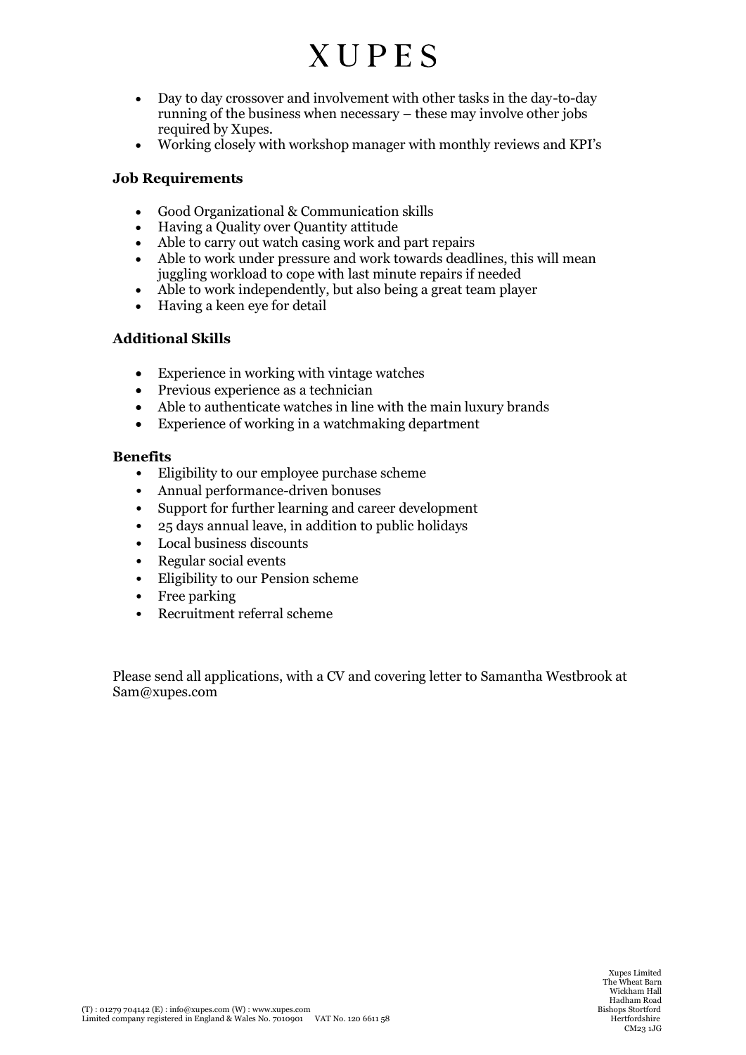- Day to day crossover and involvement with other tasks in the day-to-day running of the business when necessary – these may involve other jobs required by Xupes.
- Working closely with workshop manager with monthly reviews and KPI's

**Job Requirements**

- Good Organizational & Communication skills
- Having a Quality over Quantity attitude
- Able to carry out watch casing work and part repairs
- Able to work under pressure and work towards deadlines, this will mean juggling workload to cope with last minute repairs if needed
- Able to work independently, but also being a great team player
- Having a keen eye for detail

**Additional Skills**

- Experience in working with vintage watches
- Previous experience as a technician
- Able to authenticate watches in line with the main luxury brands
- Experience of working in a watchmaking department

**Benefits**

- Eligibility to our employee purchase scheme
- Annual performance-driven bonuses
- Support for further learning and career development
- 25 days annual leave, in addition to public holidays
- Local business discounts
- Regular social events
- Eligibility to our Pension scheme
- Free parking
- Recruitment referral scheme

Please send all applications, with a CV and covering letter to Samantha Westbrook at Sam@xupes.com